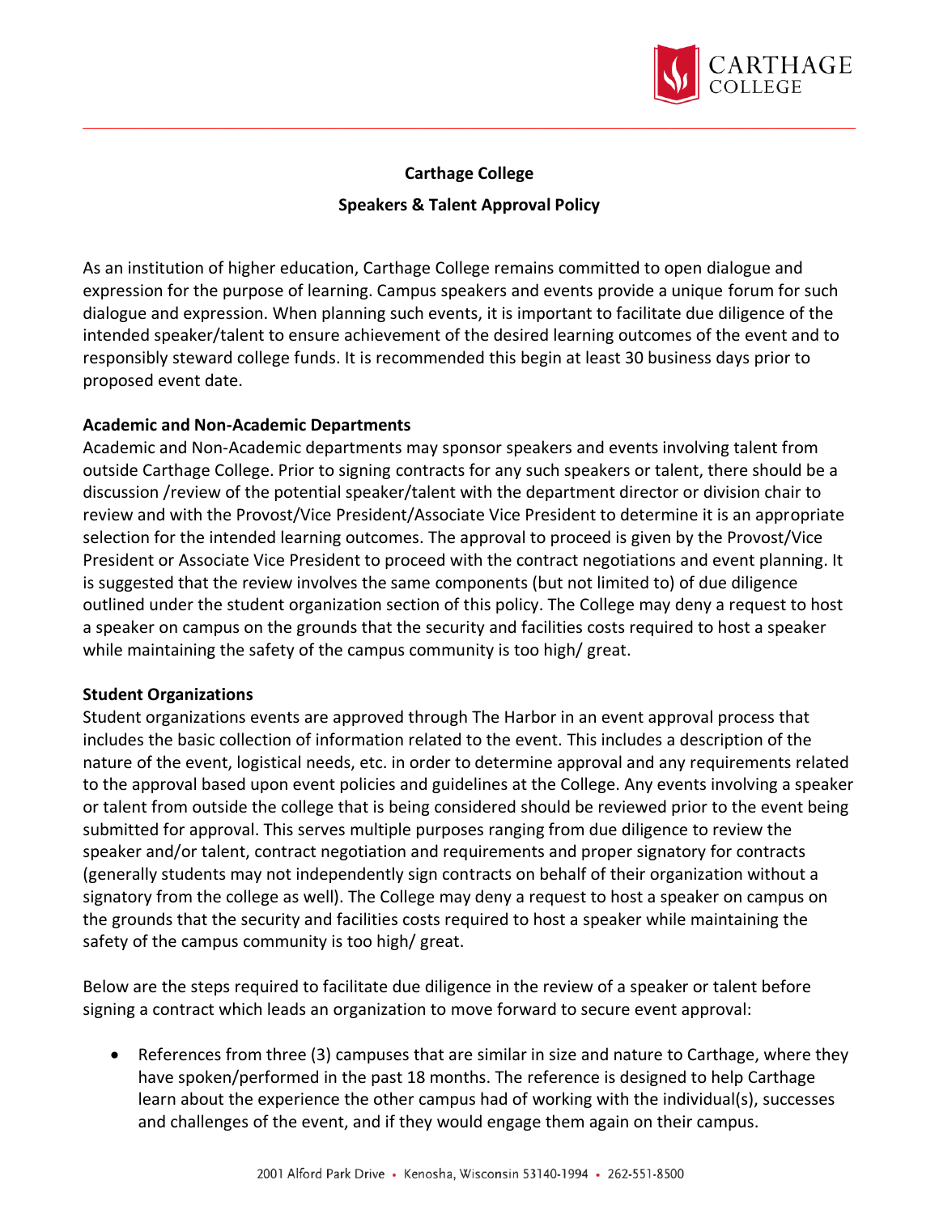**Carthage College**

**Speakers & Talent Approval Policy**

As an institution of higher education, Carthage College remains committed to open dialogue and expression for the purpose of learning. Campus speakers and events provide a unique forum for such dialogue and expression. When planning such events, it is important to facilitate due diligence of the intended speaker/talent to ensure achievement of the desired learning outcomes of the event and to responsibly steward college funds. It is recommended this begin at least 30 business days prior to proposed event date.

**Academic and Non-Academic Departments**

Academic and Non-Academic departments may sponsor speakers and events involving talent from outside Carthage College. Prior to signing contracts for any such speakers or talent, there should be a discussion /review of the potential speaker/talent with the department director or division chair to review and with the Provost/Vice President/Associate Vice President to determine it is an appropriate selection for the intended learning outcomes. The approval to proceed is given by the Provost/Vice President or Associate Vice President to proceed with the contract negotiations and event planning. It is suggested that the review involves the same components (but not limited to) of due diligence outlined under the student organization section of this policy. The College may deny a request to host a speaker on campus on the grounds that the security and facilities costs required to host a speaker while maintaining the safety of the campus community is too high/ great.

**Student Organizations**

Student organizations events are approved through The Harbor in an event approval process that includes the basic collection of information related to the event. This includes a description of the nature of the event, logistical needs, etc. in order to determine approval and any requirements related to the approval based upon event policies and guidelines at the College. Any events involving a speaker or talent from outside the college that is being considered should be reviewed prior to the event being submitted for approval. This serves multiple purposes ranging from due diligence to review the speaker and/or talent, contract negotiation and requirements and proper signatory for contracts (generally students may not independently sign contracts on behalf of their organization without a signatory from the college as well). The College may deny a request to host a speaker on campus on the grounds that the security and facilities costs required to host a speaker while maintaining the safety of the campus community is too high/ great.

Below are the steps required to facilitate due diligence in the review of a speaker or talent before signing a contract which leads an organization to move forward to secure event approval:

- References from three (3) campuses that are similar in size and nature to Carthage, where they have spoken/performed in the past 18 months. The reference is designed to help Carthage learn about the experience the other campus had of working with the individual(s), successes and challenges of the event, and if they would engage them again on their campus.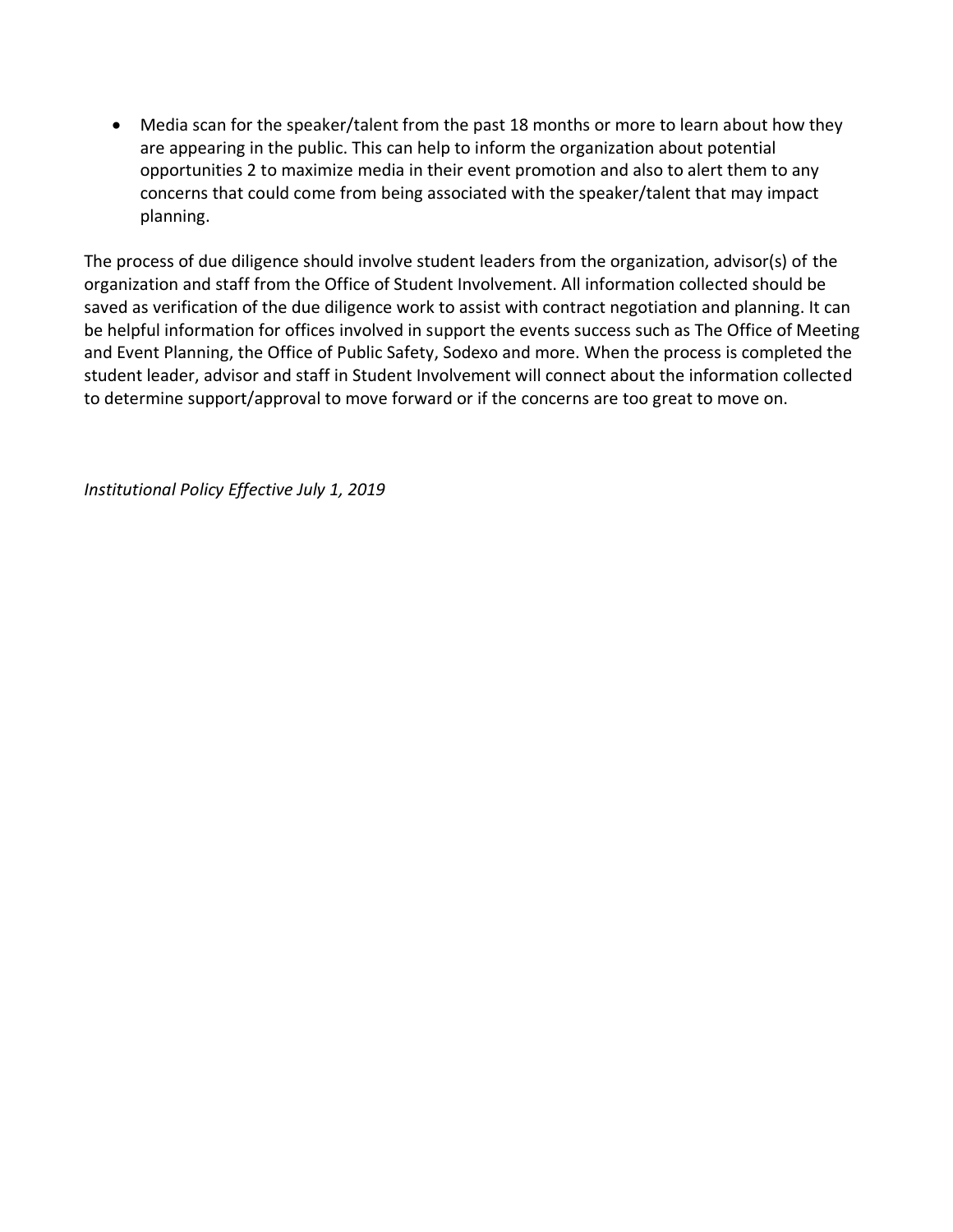- Media scan for the speaker/talent from the past 18 months or more to learn about how they are appearing in the public. This can help to inform the organization about potential opportunities 2 to maximize media in their event promotion and also to alert them to any concerns that could come from being associated with the speaker/talent that may impact planning.

The process of due diligence should involve student leaders from the organization, advisor(s) of the organization and staff from the Office of Student Involvement. All information collected should be saved as verification of the due diligence work to assist with contract negotiation and planning. It can be helpful information for offices involved in support the events success such as The Office of Meeting and Event Planning, the Office of Public Safety, Sodexo and more. When the process is completed the student leader, advisor and staff in Student Involvement will connect about the information collected to determine support/approval to move forward or if the concerns are too great to move on.

*Institutional Policy Effective July 1, 2019*